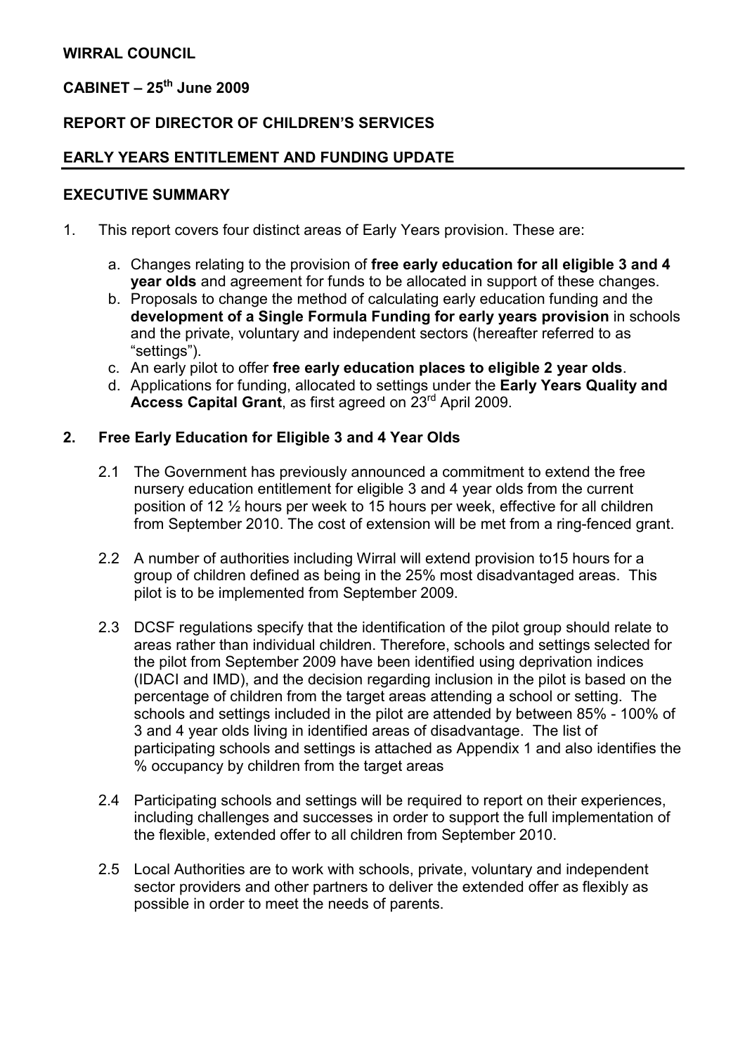**WIRRAL COUNCIL**

**CABINET – 25th June 2009**

**REPORT OF DIRECTOR OF CHILDREN'S SERVICES**

**EARLY YEARS ENTITLEMENT AND FUNDING UPDATE**

**EXECUTIVE SUMMARY**

1. This report covers four distinct areas of Early Years provision. These are:

   a. Changes relating to the provision of **free early education for all eligible 3 and 4 year olds** and agreement for funds to be allocated in support of these changes.

   b. Proposals to change the method of calculating early education funding and the **development of a Single Formula Funding for early years provision** in schools and the private, voluntary and independent sectors (hereafter referred to as "settings").

   c. An early pilot to offer **free early education places to eligible 2 year olds**.

   d. Applications for funding, allocated to settings under the **Early Years Quality and Access Capital Grant**, as first agreed on 23rd April 2009.

**2. Free Early Education for Eligible 3 and 4 Year Olds**

2.1 The Government has previously announced a commitment to extend the free nursery education entitlement for eligible 3 and 4 year olds from the current position of 12 ½ hours per week to 15 hours per week, effective for all children from September 2010. The cost of extension will be met from a ring-fenced grant.

2.2 A number of authorities including Wirral will extend provision to15 hours for a group of children defined as being in the 25% most disadvantaged areas. This pilot is to be implemented from September 2009.

2.3 DCSF regulations specify that the identification of the pilot group should relate to areas rather than individual children. Therefore, schools and settings selected for the pilot from September 2009 have been identified using deprivation indices (IDACI and IMD), and the decision regarding inclusion in the pilot is based on the percentage of children from the target areas attending a school or setting. The schools and settings included in the pilot are attended by between 85% - 100% of 3 and 4 year olds living in identified areas of disadvantage. The list of participating schools and settings is attached as Appendix 1 and also identifies the % occupancy by children from the target areas

2.4 Participating schools and settings will be required to report on their experiences, including challenges and successes in order to support the full implementation of the flexible, extended offer to all children from September 2010.

2.5 Local Authorities are to work with schools, private, voluntary and independent sector providers and other partners to deliver the extended offer as flexibly as possible in order to meet the needs of parents.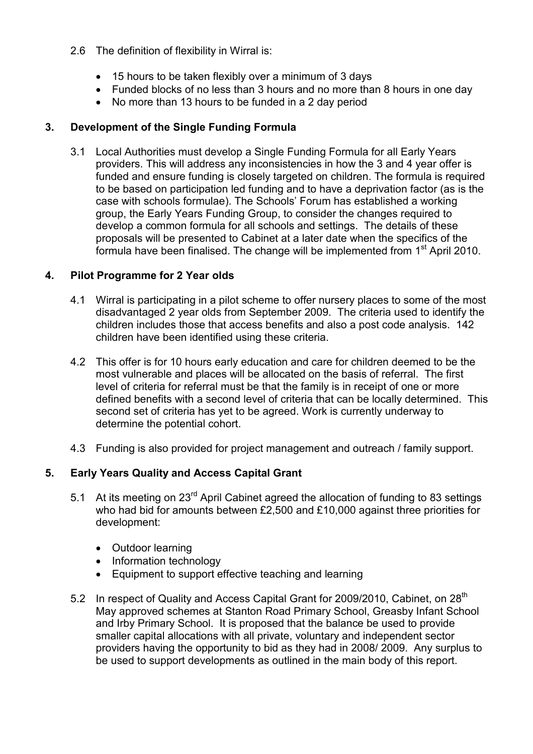2.6 The definition of flexibility in Wirral is:

- 15 hours to be taken flexibly over a minimum of 3 days
- Funded blocks of no less than 3 hours and no more than 8 hours in one day
- No more than 13 hours to be funded in a 2 day period

## 3. Development of the Single Funding Formula

3.1 Local Authorities must develop a Single Funding Formula for all Early Years providers. This will address any inconsistencies in how the 3 and 4 year offer is funded and ensure funding is closely targeted on children. The formula is required to be based on participation led funding and to have a deprivation factor (as is the case with schools formulae). The Schools' Forum has established a working group, the Early Years Funding Group, to consider the changes required to develop a common formula for all schools and settings. The details of these proposals will be presented to Cabinet at a later date when the specifics of the formula have been finalised. The change will be implemented from 1st April 2010.

## 4. Pilot Programme for 2 Year olds

4.1 Wirral is participating in a pilot scheme to offer nursery places to some of the most disadvantaged 2 year olds from September 2009. The criteria used to identify the children includes those that access benefits and also a post code analysis. 142 children have been identified using these criteria.

4.2 This offer is for 10 hours early education and care for children deemed to be the most vulnerable and places will be allocated on the basis of referral. The first level of criteria for referral must be that the family is in receipt of one or more defined benefits with a second level of criteria that can be locally determined. This second set of criteria has yet to be agreed. Work is currently underway to determine the potential cohort.

4.3 Funding is also provided for project management and outreach / family support.

## 5. Early Years Quality and Access Capital Grant

5.1 At its meeting on 23rd April Cabinet agreed the allocation of funding to 83 settings who had bid for amounts between £2,500 and £10,000 against three priorities for development:

- Outdoor learning
- Information technology
- Equipment to support effective teaching and learning

5.2 In respect of Quality and Access Capital Grant for 2009/2010, Cabinet, on 28th May approved schemes at Stanton Road Primary School, Greasby Infant School and Irby Primary School. It is proposed that the balance be used to provide smaller capital allocations with all private, voluntary and independent sector providers having the opportunity to bid as they had in 2008/ 2009. Any surplus to be used to support developments as outlined in the main body of this report.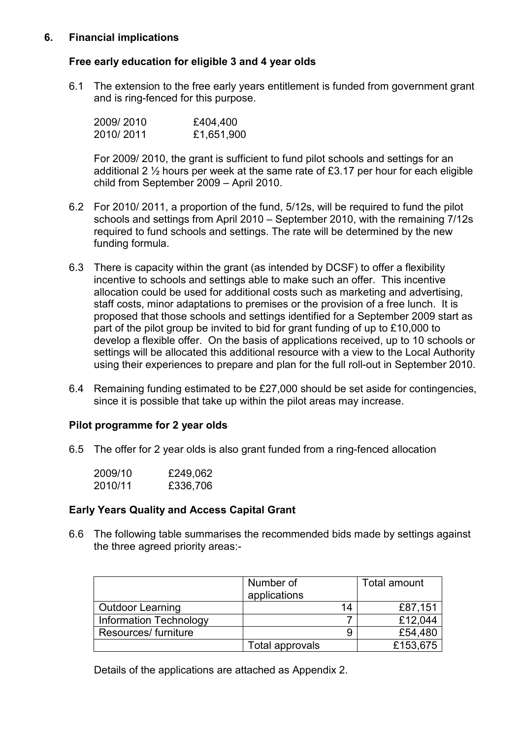## 6. Financial implications

### Free early education for eligible 3 and 4 year olds

6.1 The extension to the free early years entitlement is funded from government grant and is ring-fenced for this purpose.

| | |
|---|---|
| 2009/ 2010 | £404,400 |
| 2010/ 2011 | £1,651,900 |

For 2009/ 2010, the grant is sufficient to fund pilot schools and settings for an additional 2 ½ hours per week at the same rate of £3.17 per hour for each eligible child from September 2009 – April 2010.

6.2 For 2010/ 2011, a proportion of the fund, 5/12s, will be required to fund the pilot schools and settings from April 2010 – September 2010, with the remaining 7/12s required to fund schools and settings. The rate will be determined by the new funding formula.

6.3 There is capacity within the grant (as intended by DCSF) to offer a flexibility incentive to schools and settings able to make such an offer. This incentive allocation could be used for additional costs such as marketing and advertising, staff costs, minor adaptations to premises or the provision of a free lunch. It is proposed that those schools and settings identified for a September 2009 start as part of the pilot group be invited to bid for grant funding of up to £10,000 to develop a flexible offer. On the basis of applications received, up to 10 schools or settings will be allocated this additional resource with a view to the Local Authority using their experiences to prepare and plan for the full roll-out in September 2010.

6.4 Remaining funding estimated to be £27,000 should be set aside for contingencies, since it is possible that take up within the pilot areas may increase.

### Pilot programme for 2 year olds

6.5 The offer for 2 year olds is also grant funded from a ring-fenced allocation

| | |
|---|---|
| 2009/10 | £249,062 |
| 2010/11 | £336,706 |

### Early Years Quality and Access Capital Grant

6.6 The following table summarises the recommended bids made by settings against the three agreed priority areas:-

| | Number of applications | Total amount |
|---|---|---|
| Outdoor Learning | 14 | £87,151 |
| Information Technology | 7 | £12,044 |
| Resources/ furniture | 9 | £54,480 |
| | Total approvals | £153,675 |

Details of the applications are attached as Appendix 2.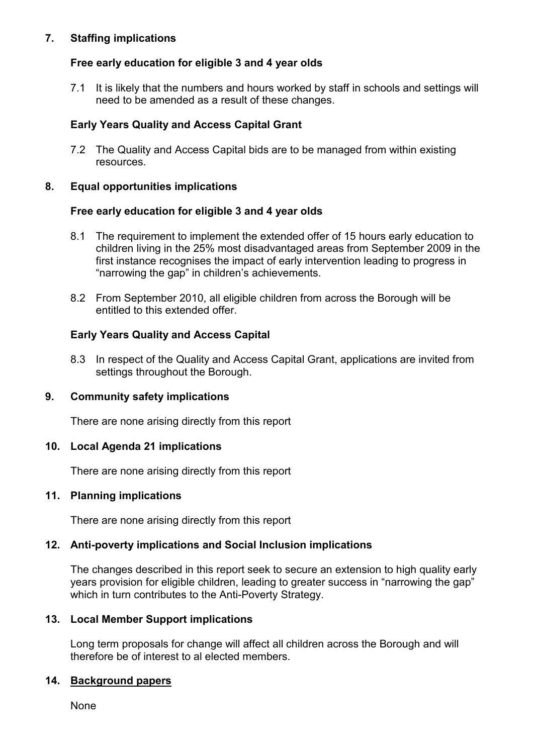## 7. Staffing implications

### Free early education for eligible 3 and 4 year olds

7.1 It is likely that the numbers and hours worked by staff in schools and settings will need to be amended as a result of these changes.

### Early Years Quality and Access Capital Grant

7.2 The Quality and Access Capital bids are to be managed from within existing resources.

## 8. Equal opportunities implications

### Free early education for eligible 3 and 4 year olds

8.1 The requirement to implement the extended offer of 15 hours early education to children living in the 25% most disadvantaged areas from September 2009 in the first instance recognises the impact of early intervention leading to progress in "narrowing the gap" in children's achievements.

8.2 From September 2010, all eligible children from across the Borough will be entitled to this extended offer.

### Early Years Quality and Access Capital

8.3 In respect of the Quality and Access Capital Grant, applications are invited from settings throughout the Borough.

## 9. Community safety implications

There are none arising directly from this report

## 10. Local Agenda 21 implications

There are none arising directly from this report

## 11. Planning implications

There are none arising directly from this report

## 12. Anti-poverty implications and Social Inclusion implications

The changes described in this report seek to secure an extension to high quality early years provision for eligible children, leading to greater success in "narrowing the gap" which in turn contributes to the Anti-Poverty Strategy.

## 13. Local Member Support implications

Long term proposals for change will affect all children across the Borough and will therefore be of interest to al elected members.

## 14. Background papers

None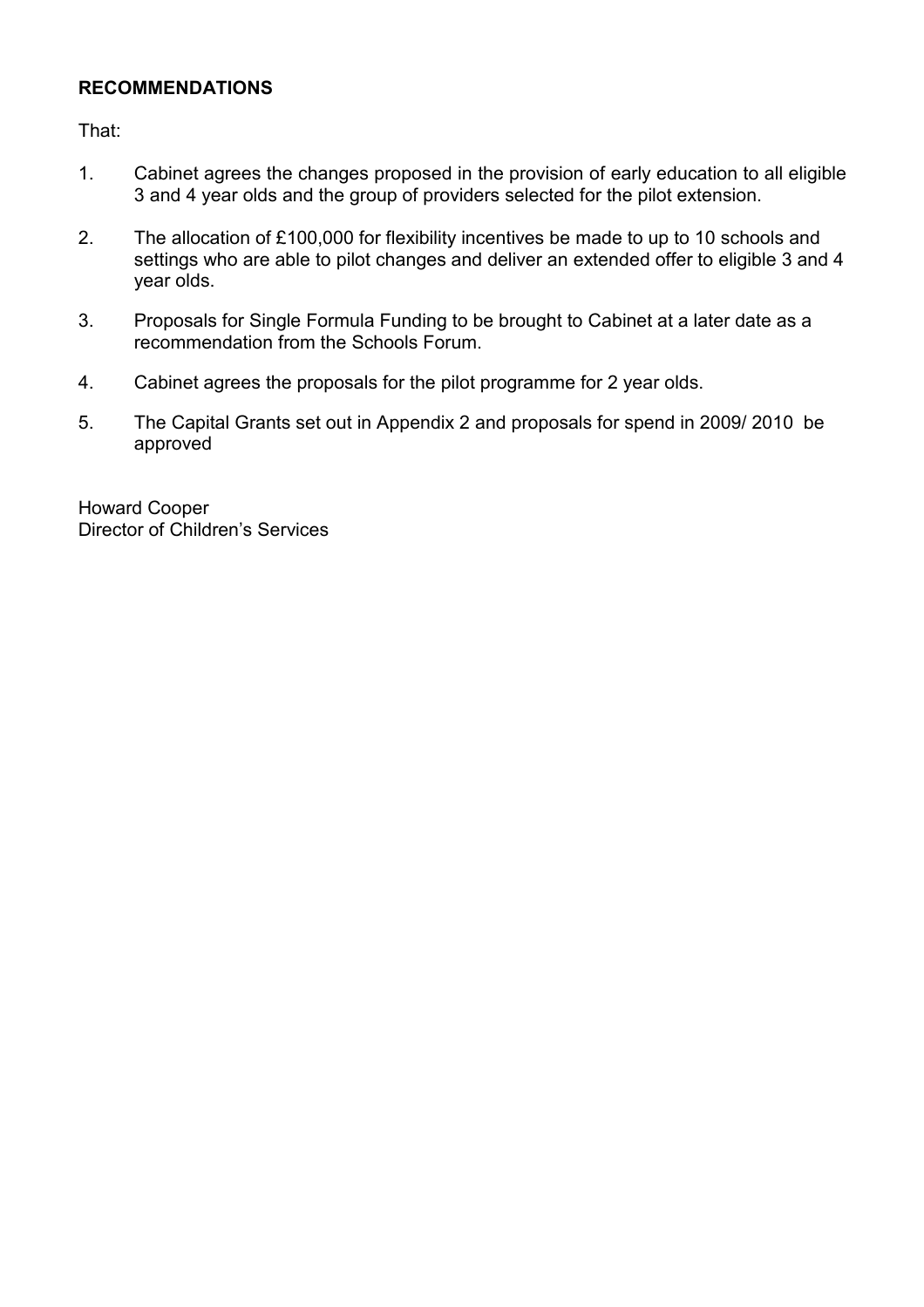**RECOMMENDATIONS**

That:

1. Cabinet agrees the changes proposed in the provision of early education to all eligible 3 and 4 year olds and the group of providers selected for the pilot extension.

2. The allocation of £100,000 for flexibility incentives be made to up to 10 schools and settings who are able to pilot changes and deliver an extended offer to eligible 3 and 4 year olds.

3. Proposals for Single Formula Funding to be brought to Cabinet at a later date as a recommendation from the Schools Forum.

4. Cabinet agrees the proposals for the pilot programme for 2 year olds.

5. The Capital Grants set out in Appendix 2 and proposals for spend in 2009/ 2010 be approved

Howard Cooper
Director of Children's Services